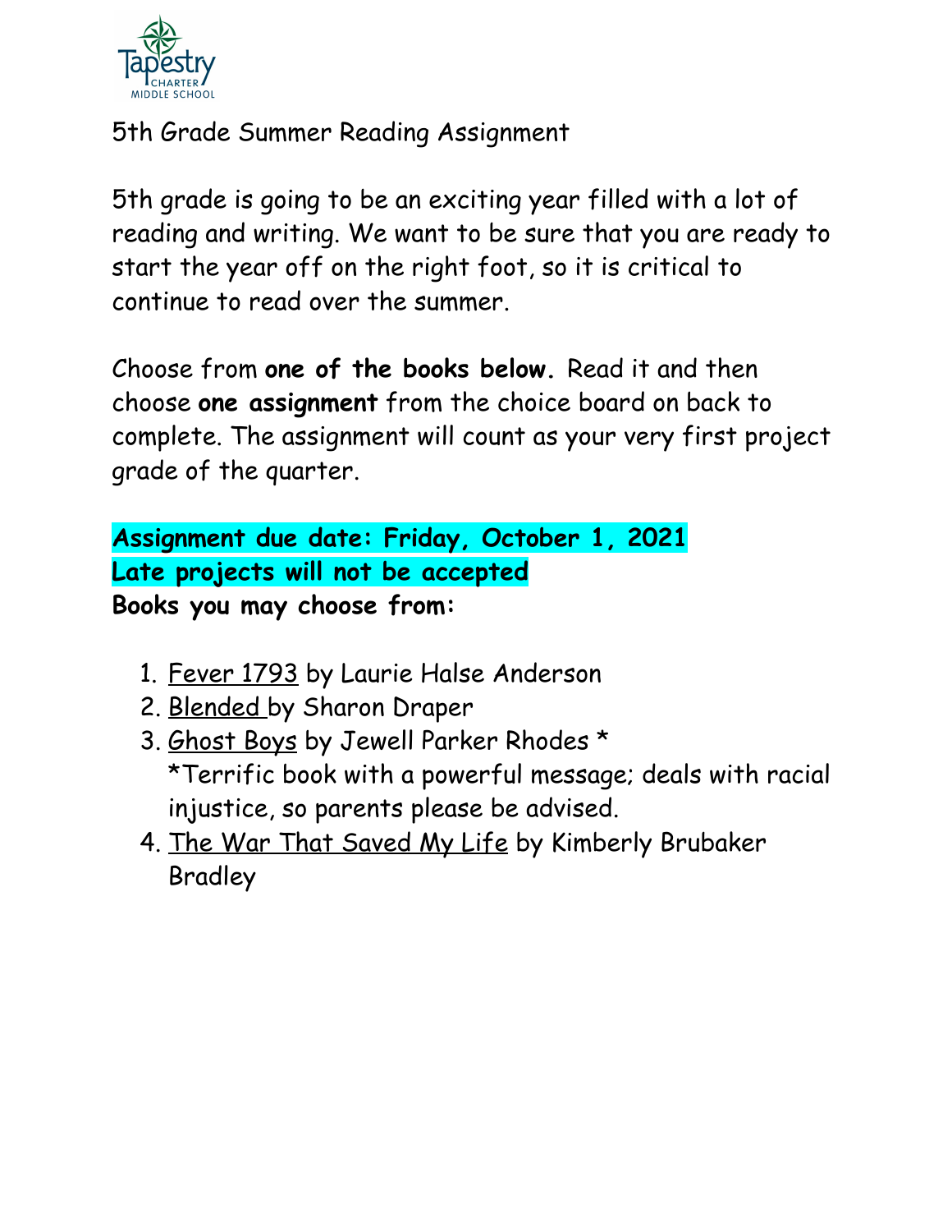Tapestry CHARTER MIDDLE SCHOOL

# 5th Grade Summer Reading Assignment

5th grade is going to be an exciting year filled with a lot of reading and writing. We want to be sure that you are ready to start the year off on the right foot, so it is critical to continue to read over the summer.

Choose from **one of the books below.** Read it and then choose **one assignment** from the choice board on back to complete. The assignment will count as your very first project grade of the quarter.

**Assignment due date: Friday, October 1, 2021**
**Late projects will not be accepted**
**Books you may choose from:**

1. Fever 1793 by Laurie Halse Anderson
2. Blended by Sharon Draper
3. Ghost Boys by Jewell Parker Rhodes *
   *Terrific book with a powerful message; deals with racial injustice, so parents please be advised.
4. The War That Saved My Life by Kimberly Brubaker Bradley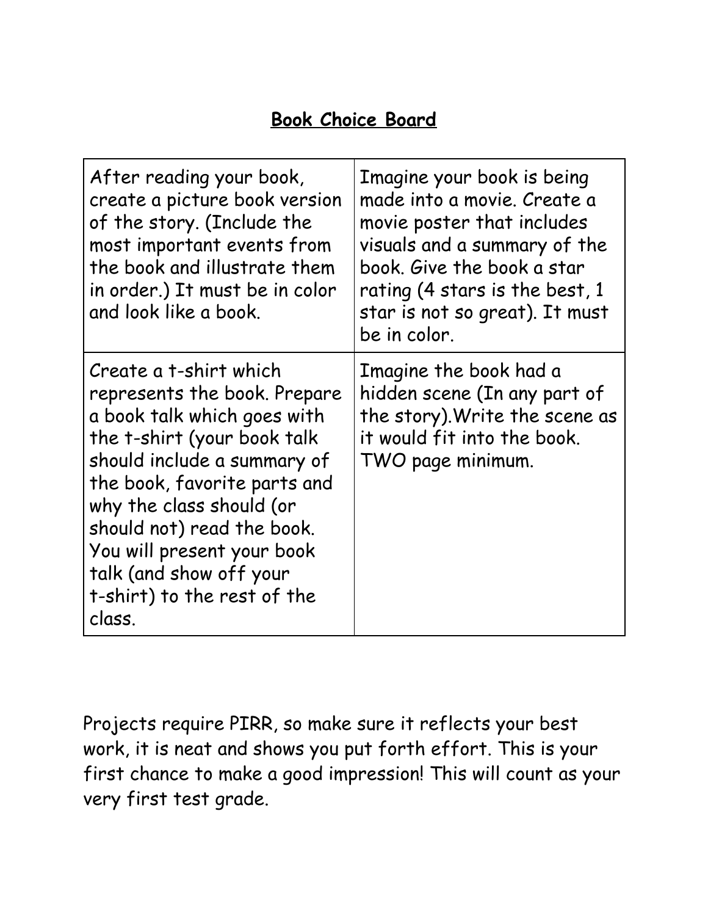## Book Choice Board

| | |
|---|---|
| After reading your book, create a picture book version of the story. (Include the most important events from the book and illustrate them in order.) It must be in color and look like a book. | Imagine your book is being made into a movie. Create a movie poster that includes visuals and a summary of the book. Give the book a star rating (4 stars is the best, 1 star is not so great). It must be in color. |
| Create a t-shirt which represents the book. Prepare a book talk which goes with the t-shirt (your book talk should include a summary of the book, favorite parts and why the class should (or should not) read the book. You will present your book talk (and show off your t-shirt) to the rest of the class. | Imagine the book had a hidden scene (In any part of the story).Write the scene as it would fit into the book. TWO page minimum. |

Projects require PIRR, so make sure it reflects your best work, it is neat and shows you put forth effort. This is your first chance to make a good impression! This will count as your very first test grade.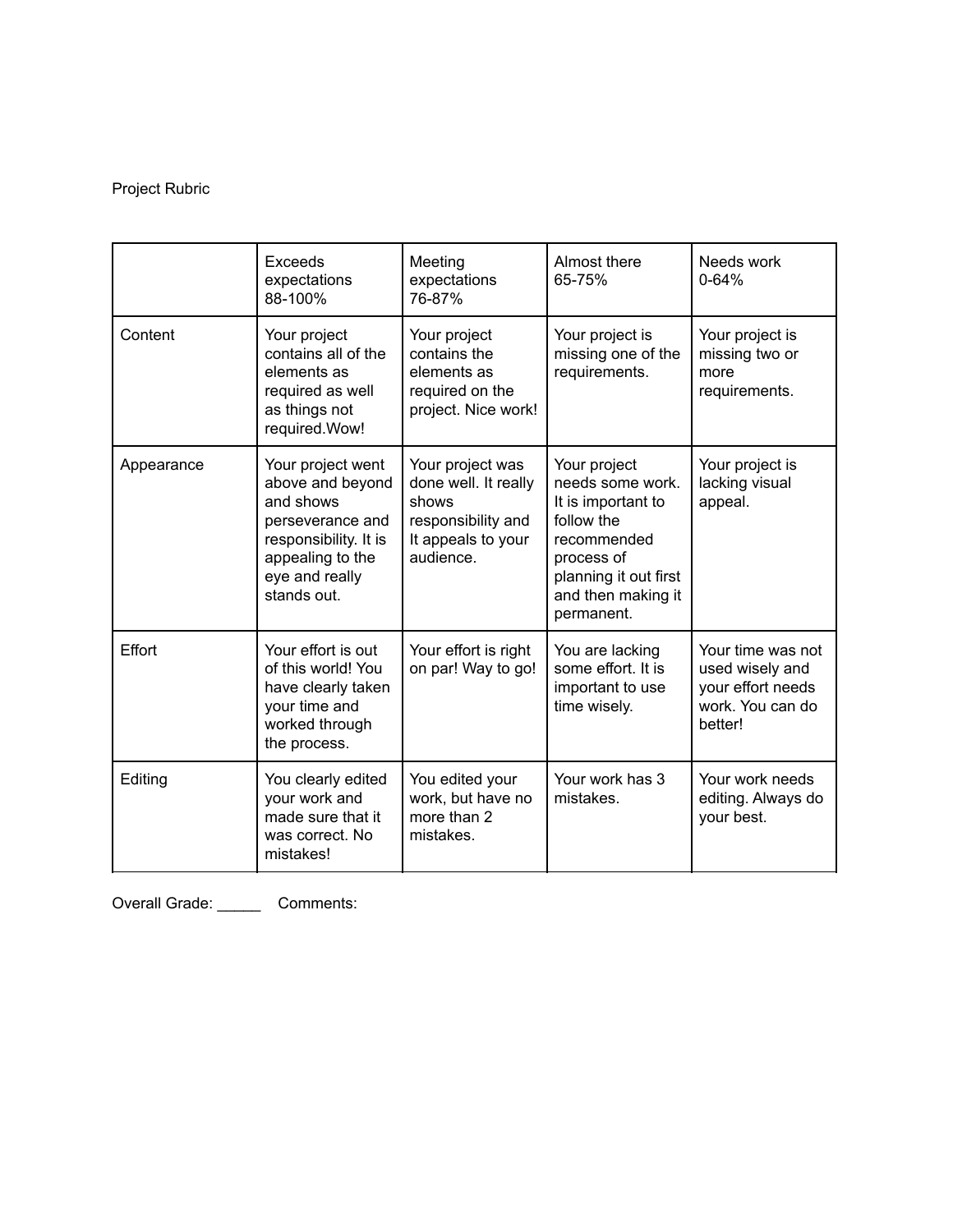Project Rubric

| | Exceeds expectations 88-100% | Meeting expectations 76-87% | Almost there 65-75% | Needs work 0-64% |
|---|---|---|---|---|
| Content | Your project contains all of the elements as required as well as things not required.Wow! | Your project contains the elements as required on the project. Nice work! | Your project is missing one of the requirements. | Your project is missing two or more requirements. |
| Appearance | Your project went above and beyond and shows perseverance and responsibility. It is appealing to the eye and really stands out. | Your project was done well. It really shows responsibility and It appeals to your audience. | Your project needs some work. It is important to follow the recommended process of planning it out first and then making it permanent. | Your project is lacking visual appeal. |
| Effort | Your effort is out of this world! You have clearly taken your time and worked through the process. | Your effort is right on par! Way to go! | You are lacking some effort. It is important to use time wisely. | Your time was not used wisely and your effort needs work. You can do better! |
| Editing | You clearly edited your work and made sure that it was correct. No mistakes! | You edited your work, but have no more than 2 mistakes. | Your work has 3 mistakes. | Your work needs editing. Always do your best. |

Overall Grade: _____ Comments: